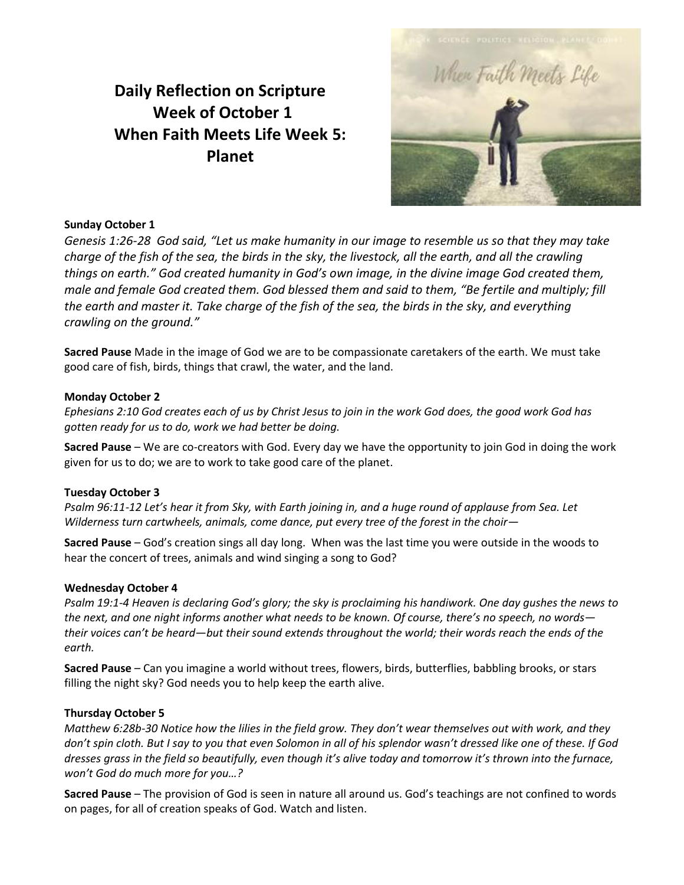# Daily Reflection on Scripture
# Week of October 1
# When Faith Meets Life Week 5: Planet

**Sunday October 1**

*Genesis 1:26-28 God said, "Let us make humanity in our image to resemble us so that they may take charge of the fish of the sea, the birds in the sky, the livestock, all the earth, and all the crawling things on earth." God created humanity in God's own image, in the divine image God created them, male and female God created them. God blessed them and said to them, "Be fertile and multiply; fill the earth and master it. Take charge of the fish of the sea, the birds in the sky, and everything crawling on the ground."*

**Sacred Pause** Made in the image of God we are to be compassionate caretakers of the earth. We must take good care of fish, birds, things that crawl, the water, and the land.

**Monday October 2**

*Ephesians 2:10 God creates each of us by Christ Jesus to join in the work God does, the good work God has gotten ready for us to do, work we had better be doing.*

**Sacred Pause** – We are co-creators with God. Every day we have the opportunity to join God in doing the work given for us to do; we are to work to take good care of the planet.

**Tuesday October 3**

*Psalm 96:11-12 Let's hear it from Sky, with Earth joining in, and a huge round of applause from Sea. Let Wilderness turn cartwheels, animals, come dance, put every tree of the forest in the choir—*

**Sacred Pause** – God's creation sings all day long. When was the last time you were outside in the woods to hear the concert of trees, animals and wind singing a song to God?

**Wednesday October 4**

*Psalm 19:1-4 Heaven is declaring God's glory; the sky is proclaiming his handiwork. One day gushes the news to the next, and one night informs another what needs to be known. Of course, there's no speech, no words—their voices can't be heard—but their sound extends throughout the world; their words reach the ends of the earth.*

**Sacred Pause** – Can you imagine a world without trees, flowers, birds, butterflies, babbling brooks, or stars filling the night sky? God needs you to help keep the earth alive.

**Thursday October 5**

*Matthew 6:28b-30 Notice how the lilies in the field grow. They don't wear themselves out with work, and they don't spin cloth. But I say to you that even Solomon in all of his splendor wasn't dressed like one of these. If God dresses grass in the field so beautifully, even though it's alive today and tomorrow it's thrown into the furnace, won't God do much more for you…?*

**Sacred Pause** – The provision of God is seen in nature all around us. God's teachings are not confined to words on pages, for all of creation speaks of God. Watch and listen.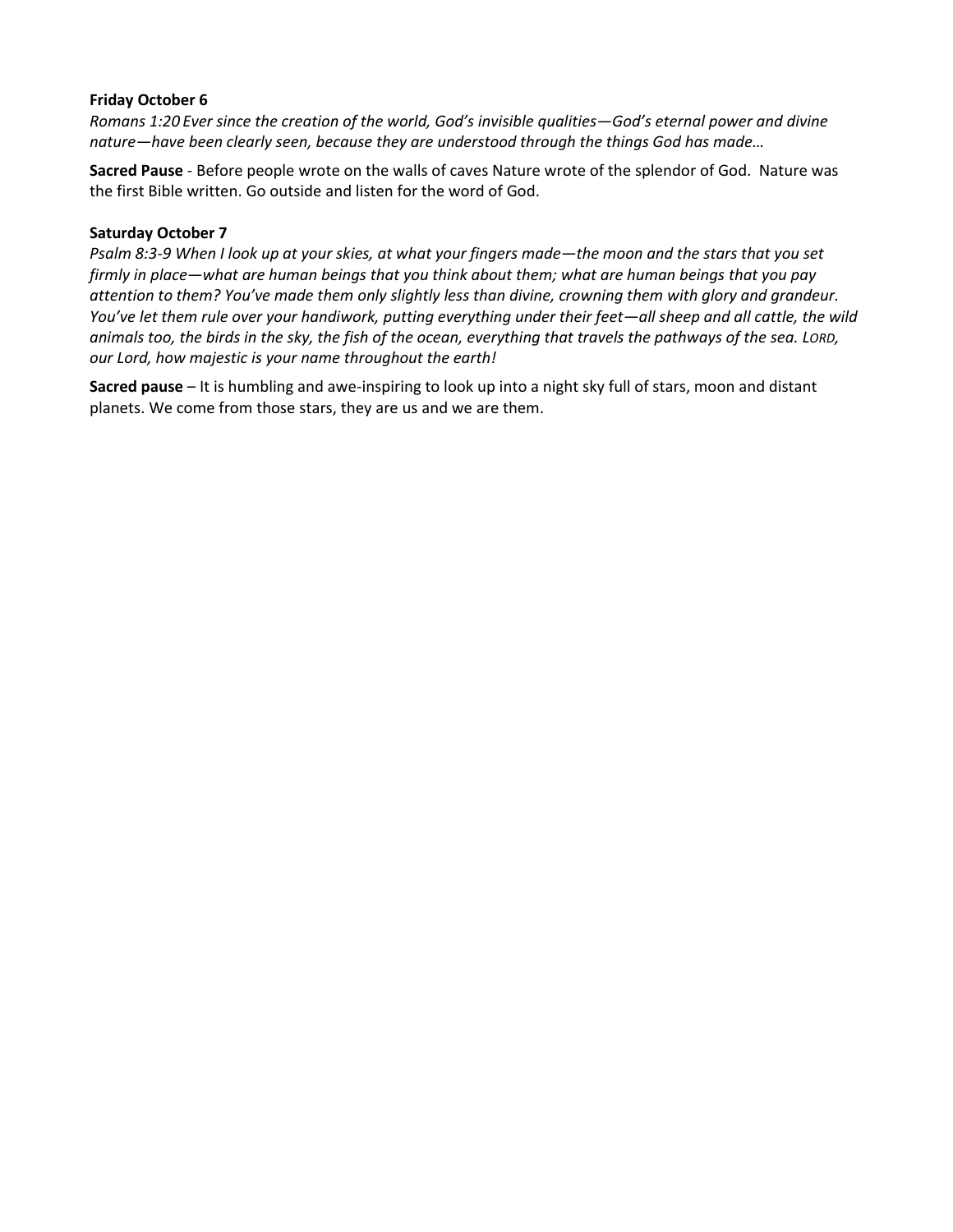**Friday October 6**

*Romans 1:20 Ever since the creation of the world, God's invisible qualities—God's eternal power and divine nature—have been clearly seen, because they are understood through the things God has made…*

**Sacred Pause** - Before people wrote on the walls of caves Nature wrote of the splendor of God. Nature was the first Bible written. Go outside and listen for the word of God.

**Saturday October 7**

*Psalm 8:3-9 When I look up at your skies, at what your fingers made—the moon and the stars that you set firmly in place—what are human beings that you think about them; what are human beings that you pay attention to them? You've made them only slightly less than divine, crowning them with glory and grandeur. You've let them rule over your handiwork, putting everything under their feet—all sheep and all cattle, the wild animals too, the birds in the sky, the fish of the ocean, everything that travels the pathways of the sea. LORD, our Lord, how majestic is your name throughout the earth!*

**Sacred pause** – It is humbling and awe-inspiring to look up into a night sky full of stars, moon and distant planets. We come from those stars, they are us and we are them.